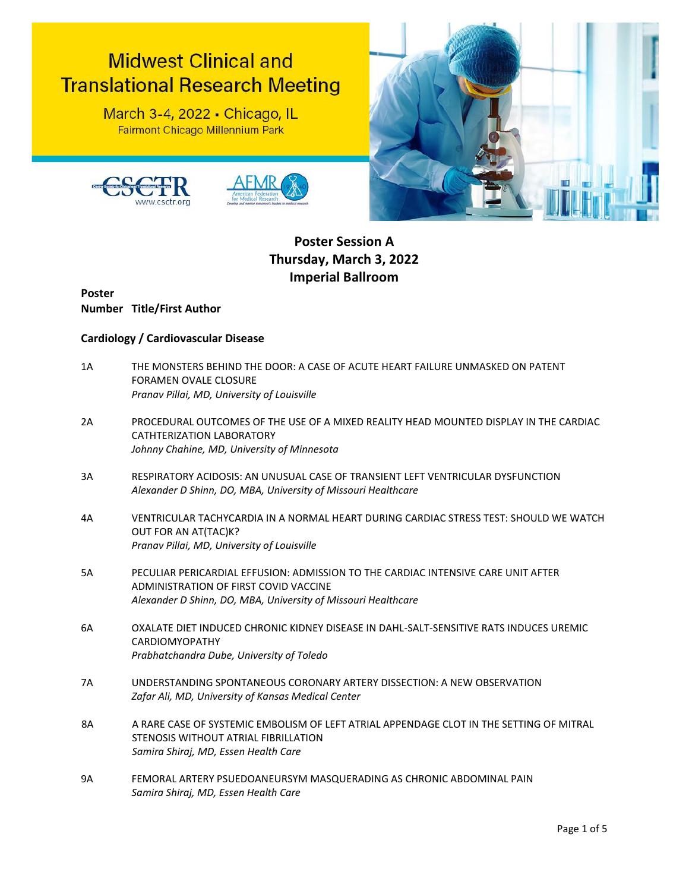# Midwest Clinical and Translational Research Meeting

March 3-4, 2022 • Chicago, IL
Fairmont Chicago Millennium Park

## Poster Session A
## Thursday, March 3, 2022
## Imperial Ballroom

**Poster Number** **Title/First Author**

### Cardiology / Cardiovascular Disease

1A THE MONSTERS BEHIND THE DOOR: A CASE OF ACUTE HEART FAILURE UNMASKED ON PATENT FORAMEN OVALE CLOSURE
*Pranav Pillai, MD, University of Louisville*

2A PROCEDURAL OUTCOMES OF THE USE OF A MIXED REALITY HEAD MOUNTED DISPLAY IN THE CARDIAC CATHTERIZATION LABORATORY
*Johnny Chahine, MD, University of Minnesota*

3A RESPIRATORY ACIDOSIS: AN UNUSUAL CASE OF TRANSIENT LEFT VENTRICULAR DYSFUNCTION
*Alexander D Shinn, DO, MBA, University of Missouri Healthcare*

4A VENTRICULAR TACHYCARDIA IN A NORMAL HEART DURING CARDIAC STRESS TEST: SHOULD WE WATCH OUT FOR AN AT(TAC)K?
*Pranav Pillai, MD, University of Louisville*

5A PECULIAR PERICARDIAL EFFUSION: ADMISSION TO THE CARDIAC INTENSIVE CARE UNIT AFTER ADMINISTRATION OF FIRST COVID VACCINE
*Alexander D Shinn, DO, MBA, University of Missouri Healthcare*

6A OXALATE DIET INDUCED CHRONIC KIDNEY DISEASE IN DAHL-SALT-SENSITIVE RATS INDUCES UREMIC CARDIOMYOPATHY
*Prabhatchandra Dube, University of Toledo*

7A UNDERSTANDING SPONTANEOUS CORONARY ARTERY DISSECTION: A NEW OBSERVATION
*Zafar Ali, MD, University of Kansas Medical Center*

8A A RARE CASE OF SYSTEMIC EMBOLISM OF LEFT ATRIAL APPENDAGE CLOT IN THE SETTING OF MITRAL STENOSIS WITHOUT ATRIAL FIBRILLATION
*Samira Shiraj, MD, Essen Health Care*

9A FEMORAL ARTERY PSUEDOANEURSYM MASQUERADING AS CHRONIC ABDOMINAL PAIN
*Samira Shiraj, MD, Essen Health Care*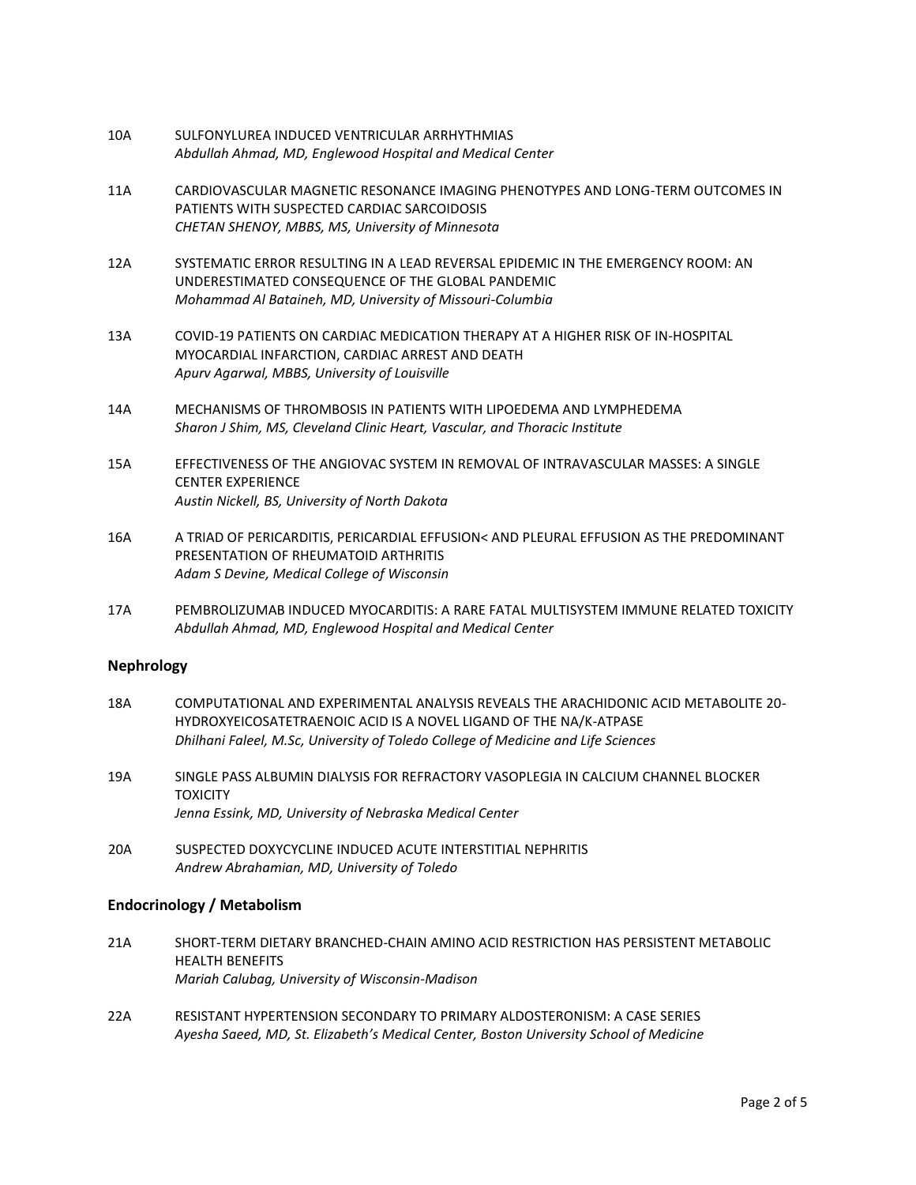10A SULFONYLUREA INDUCED VENTRICULAR ARRHYTHMIAS
*Abdullah Ahmad, MD, Englewood Hospital and Medical Center*

11A CARDIOVASCULAR MAGNETIC RESONANCE IMAGING PHENOTYPES AND LONG-TERM OUTCOMES IN PATIENTS WITH SUSPECTED CARDIAC SARCOIDOSIS
*CHETAN SHENOY, MBBS, MS, University of Minnesota*

12A SYSTEMATIC ERROR RESULTING IN A LEAD REVERSAL EPIDEMIC IN THE EMERGENCY ROOM: AN UNDERESTIMATED CONSEQUENCE OF THE GLOBAL PANDEMIC
*Mohammad Al Bataineh, MD, University of Missouri-Columbia*

13A COVID-19 PATIENTS ON CARDIAC MEDICATION THERAPY AT A HIGHER RISK OF IN-HOSPITAL MYOCARDIAL INFARCTION, CARDIAC ARREST AND DEATH
*Apurv Agarwal, MBBS, University of Louisville*

14A MECHANISMS OF THROMBOSIS IN PATIENTS WITH LIPOEDEMA AND LYMPHEDEMA
*Sharon J Shim, MS, Cleveland Clinic Heart, Vascular, and Thoracic Institute*

15A EFFECTIVENESS OF THE ANGIOVAC SYSTEM IN REMOVAL OF INTRAVASCULAR MASSES: A SINGLE CENTER EXPERIENCE
*Austin Nickell, BS, University of North Dakota*

16A A TRIAD OF PERICARDITIS, PERICARDIAL EFFUSION< AND PLEURAL EFFUSION AS THE PREDOMINANT PRESENTATION OF RHEUMATOID ARTHRITIS
*Adam S Devine, Medical College of Wisconsin*

17A PEMBROLIZUMAB INDUCED MYOCARDITIS: A RARE FATAL MULTISYSTEM IMMUNE RELATED TOXICITY
*Abdullah Ahmad, MD, Englewood Hospital and Medical Center*

### Nephrology

18A COMPUTATIONAL AND EXPERIMENTAL ANALYSIS REVEALS THE ARACHIDONIC ACID METABOLITE 20-HYDROXYEICOSATETRAENOIC ACID IS A NOVEL LIGAND OF THE NA/K-ATPASE
*Dhilhani Faleel, M.Sc, University of Toledo College of Medicine and Life Sciences*

19A SINGLE PASS ALBUMIN DIALYSIS FOR REFRACTORY VASOPLEGIA IN CALCIUM CHANNEL BLOCKER TOXICITY
*Jenna Essink, MD, University of Nebraska Medical Center*

20A SUSPECTED DOXYCYCLINE INDUCED ACUTE INTERSTITIAL NEPHRITIS
*Andrew Abrahamian, MD, University of Toledo*

### Endocrinology / Metabolism

21A SHORT-TERM DIETARY BRANCHED-CHAIN AMINO ACID RESTRICTION HAS PERSISTENT METABOLIC HEALTH BENEFITS
*Mariah Calubag, University of Wisconsin-Madison*

22A RESISTANT HYPERTENSION SECONDARY TO PRIMARY ALDOSTERONISM: A CASE SERIES
*Ayesha Saeed, MD, St. Elizabeth's Medical Center, Boston University School of Medicine*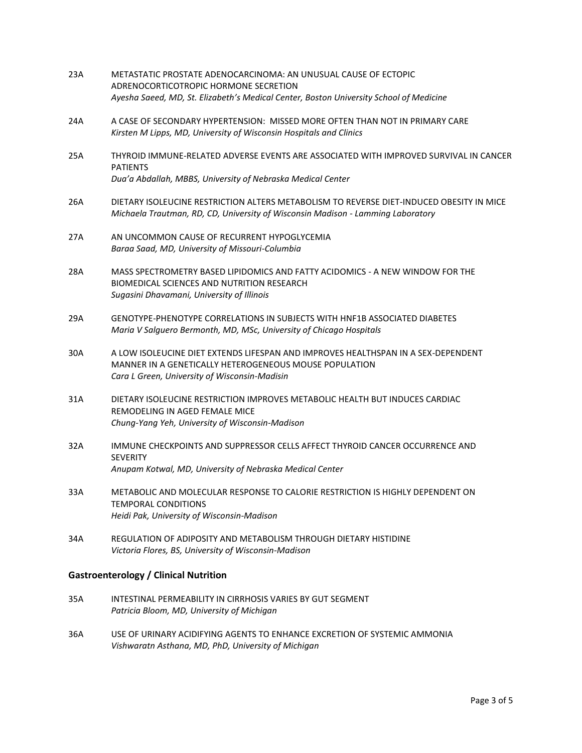23A METASTATIC PROSTATE ADENOCARCINOMA: AN UNUSUAL CAUSE OF ECTOPIC ADRENOCORTICOTROPIC HORMONE SECRETION
*Ayesha Saeed, MD, St. Elizabeth's Medical Center, Boston University School of Medicine*

24A A CASE OF SECONDARY HYPERTENSION: MISSED MORE OFTEN THAN NOT IN PRIMARY CARE
*Kirsten M Lipps, MD, University of Wisconsin Hospitals and Clinics*

25A THYROID IMMUNE-RELATED ADVERSE EVENTS ARE ASSOCIATED WITH IMPROVED SURVIVAL IN CANCER PATIENTS
*Dua'a Abdallah, MBBS, University of Nebraska Medical Center*

26A DIETARY ISOLEUCINE RESTRICTION ALTERS METABOLISM TO REVERSE DIET-INDUCED OBESITY IN MICE
*Michaela Trautman, RD, CD, University of Wisconsin Madison - Lamming Laboratory*

27A AN UNCOMMON CAUSE OF RECURRENT HYPOGLYCEMIA
*Baraa Saad, MD, University of Missouri-Columbia*

28A MASS SPECTROMETRY BASED LIPIDOMICS AND FATTY ACIDOMICS - A NEW WINDOW FOR THE BIOMEDICAL SCIENCES AND NUTRITION RESEARCH
*Sugasini Dhavamani, University of Illinois*

29A GENOTYPE-PHENOTYPE CORRELATIONS IN SUBJECTS WITH HNF1B ASSOCIATED DIABETES
*Maria V Salguero Bermonth, MD, MSc, University of Chicago Hospitals*

30A A LOW ISOLEUCINE DIET EXTENDS LIFESPAN AND IMPROVES HEALTHSPAN IN A SEX-DEPENDENT MANNER IN A GENETICALLY HETEROGENEOUS MOUSE POPULATION
*Cara L Green, University of Wisconsin-Madisin*

31A DIETARY ISOLEUCINE RESTRICTION IMPROVES METABOLIC HEALTH BUT INDUCES CARDIAC REMODELING IN AGED FEMALE MICE
*Chung-Yang Yeh, University of Wisconsin-Madison*

32A IMMUNE CHECKPOINTS AND SUPPRESSOR CELLS AFFECT THYROID CANCER OCCURRENCE AND SEVERITY
*Anupam Kotwal, MD, University of Nebraska Medical Center*

33A METABOLIC AND MOLECULAR RESPONSE TO CALORIE RESTRICTION IS HIGHLY DEPENDENT ON TEMPORAL CONDITIONS
*Heidi Pak, University of Wisconsin-Madison*

34A REGULATION OF ADIPOSITY AND METABOLISM THROUGH DIETARY HISTIDINE
*Victoria Flores, BS, University of Wisconsin-Madison*

## Gastroenterology / Clinical Nutrition

35A INTESTINAL PERMEABILITY IN CIRRHOSIS VARIES BY GUT SEGMENT
*Patricia Bloom, MD, University of Michigan*

36A USE OF URINARY ACIDIFYING AGENTS TO ENHANCE EXCRETION OF SYSTEMIC AMMONIA
*Vishwaratn Asthana, MD, PhD, University of Michigan*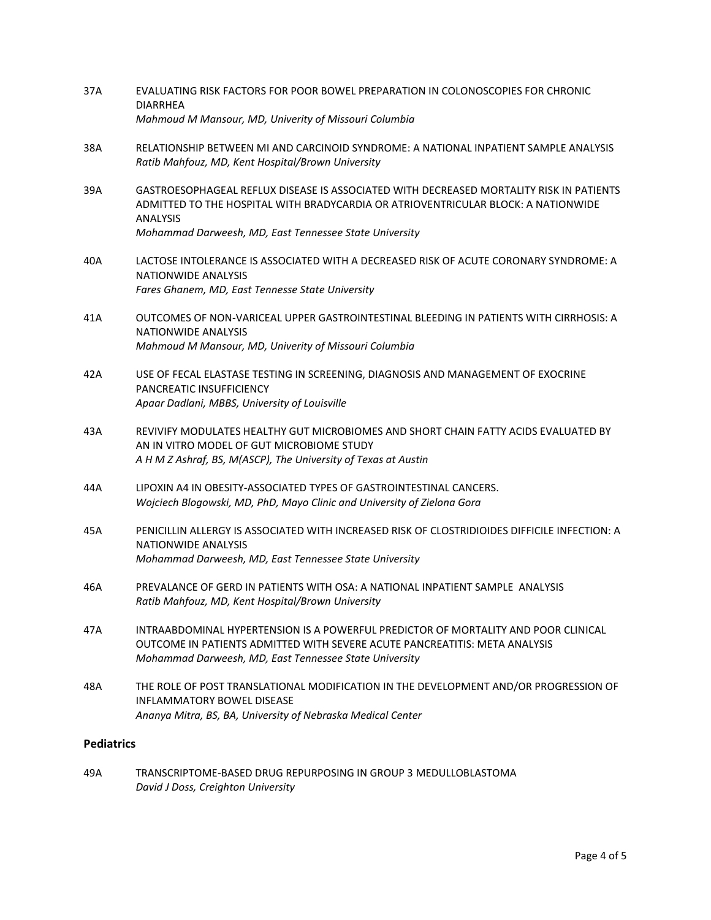37A EVALUATING RISK FACTORS FOR POOR BOWEL PREPARATION IN COLONOSCOPIES FOR CHRONIC DIARRHEA
*Mahmoud M Mansour, MD, Univerity of Missouri Columbia*

38A RELATIONSHIP BETWEEN MI AND CARCINOID SYNDROME: A NATIONAL INPATIENT SAMPLE ANALYSIS
*Ratib Mahfouz, MD, Kent Hospital/Brown University*

39A GASTROESOPHAGEAL REFLUX DISEASE IS ASSOCIATED WITH DECREASED MORTALITY RISK IN PATIENTS ADMITTED TO THE HOSPITAL WITH BRADYCARDIA OR ATRIOVENTRICULAR BLOCK: A NATIONWIDE ANALYSIS
*Mohammad Darweesh, MD, East Tennessee State University*

40A LACTOSE INTOLERANCE IS ASSOCIATED WITH A DECREASED RISK OF ACUTE CORONARY SYNDROME: A NATIONWIDE ANALYSIS
*Fares Ghanem, MD, East Tennesse State University*

41A OUTCOMES OF NON-VARICEAL UPPER GASTROINTESTINAL BLEEDING IN PATIENTS WITH CIRRHOSIS: A NATIONWIDE ANALYSIS
*Mahmoud M Mansour, MD, Univerity of Missouri Columbia*

42A USE OF FECAL ELASTASE TESTING IN SCREENING, DIAGNOSIS AND MANAGEMENT OF EXOCRINE PANCREATIC INSUFFICIENCY
*Apaar Dadlani, MBBS, University of Louisville*

43A REVIVIFY MODULATES HEALTHY GUT MICROBIOMES AND SHORT CHAIN FATTY ACIDS EVALUATED BY AN IN VITRO MODEL OF GUT MICROBIOME STUDY
*A H M Z Ashraf, BS, M(ASCP), The University of Texas at Austin*

44A LIPOXIN A4 IN OBESITY-ASSOCIATED TYPES OF GASTROINTESTINAL CANCERS.
*Wojciech Blogowski, MD, PhD, Mayo Clinic and University of Zielona Gora*

45A PENICILLIN ALLERGY IS ASSOCIATED WITH INCREASED RISK OF CLOSTRIDIOIDES DIFFICILE INFECTION: A NATIONWIDE ANALYSIS
*Mohammad Darweesh, MD, East Tennessee State University*

46A PREVALANCE OF GERD IN PATIENTS WITH OSA: A NATIONAL INPATIENT SAMPLE ANALYSIS
*Ratib Mahfouz, MD, Kent Hospital/Brown University*

47A INTRAABDOMINAL HYPERTENSION IS A POWERFUL PREDICTOR OF MORTALITY AND POOR CLINICAL OUTCOME IN PATIENTS ADMITTED WITH SEVERE ACUTE PANCREATITIS: META ANALYSIS
*Mohammad Darweesh, MD, East Tennessee State University*

48A THE ROLE OF POST TRANSLATIONAL MODIFICATION IN THE DEVELOPMENT AND/OR PROGRESSION OF INFLAMMATORY BOWEL DISEASE
*Ananya Mitra, BS, BA, University of Nebraska Medical Center*

## Pediatrics

49A TRANSCRIPTOME-BASED DRUG REPURPOSING IN GROUP 3 MEDULLOBLASTOMA
*David J Doss, Creighton University*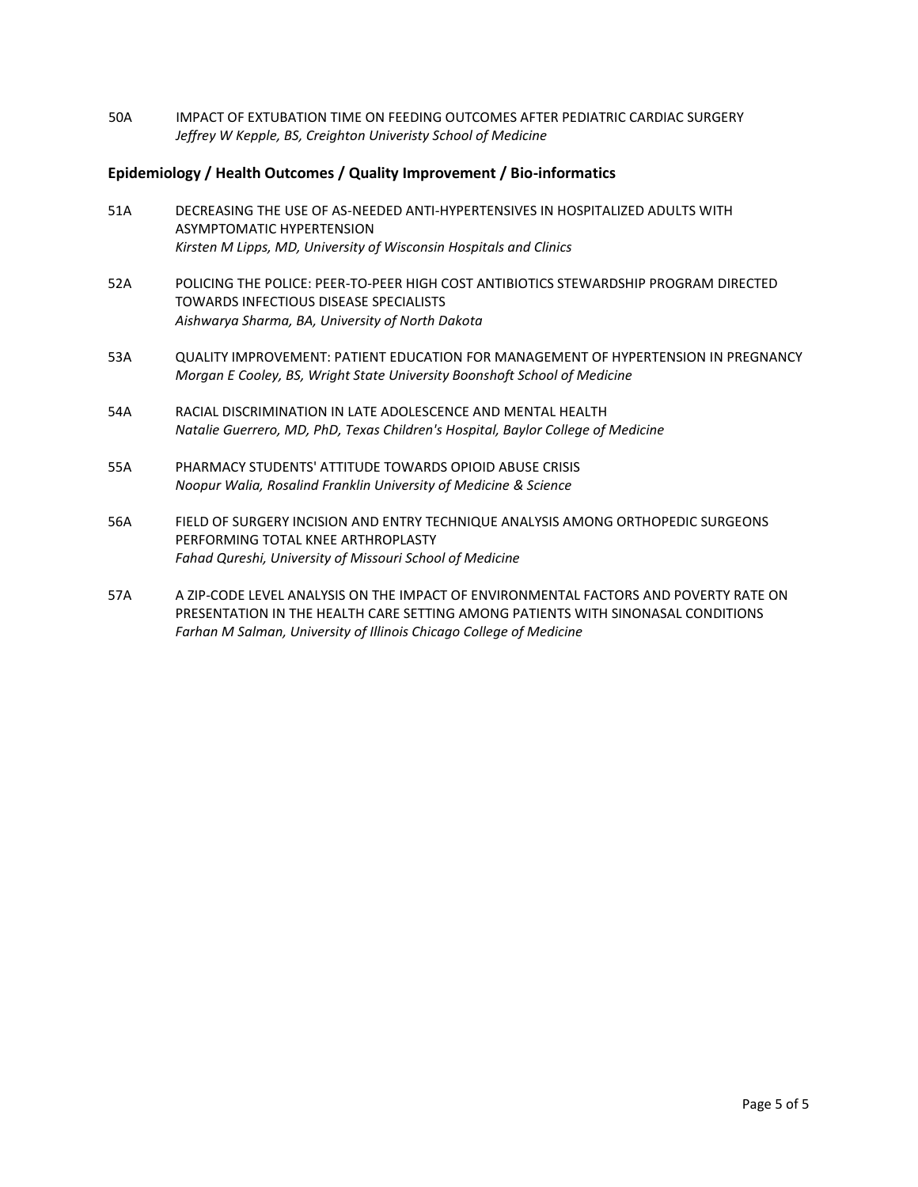50A IMPACT OF EXTUBATION TIME ON FEEDING OUTCOMES AFTER PEDIATRIC CARDIAC SURGERY
*Jeffrey W Kepple, BS, Creighton Univeristy School of Medicine*

## Epidemiology / Health Outcomes / Quality Improvement / Bio-informatics

51A DECREASING THE USE OF AS-NEEDED ANTI-HYPERTENSIVES IN HOSPITALIZED ADULTS WITH ASYMPTOMATIC HYPERTENSION
*Kirsten M Lipps, MD, University of Wisconsin Hospitals and Clinics*

52A POLICING THE POLICE: PEER-TO-PEER HIGH COST ANTIBIOTICS STEWARDSHIP PROGRAM DIRECTED TOWARDS INFECTIOUS DISEASE SPECIALISTS
*Aishwarya Sharma, BA, University of North Dakota*

53A QUALITY IMPROVEMENT: PATIENT EDUCATION FOR MANAGEMENT OF HYPERTENSION IN PREGNANCY
*Morgan E Cooley, BS, Wright State University Boonshoft School of Medicine*

54A RACIAL DISCRIMINATION IN LATE ADOLESCENCE AND MENTAL HEALTH
*Natalie Guerrero, MD, PhD, Texas Children's Hospital, Baylor College of Medicine*

55A PHARMACY STUDENTS' ATTITUDE TOWARDS OPIOID ABUSE CRISIS
*Noopur Walia, Rosalind Franklin University of Medicine & Science*

56A FIELD OF SURGERY INCISION AND ENTRY TECHNIQUE ANALYSIS AMONG ORTHOPEDIC SURGEONS PERFORMING TOTAL KNEE ARTHROPLASTY
*Fahad Qureshi, University of Missouri School of Medicine*

57A A ZIP-CODE LEVEL ANALYSIS ON THE IMPACT OF ENVIRONMENTAL FACTORS AND POVERTY RATE ON PRESENTATION IN THE HEALTH CARE SETTING AMONG PATIENTS WITH SINONASAL CONDITIONS
*Farhan M Salman, University of Illinois Chicago College of Medicine*